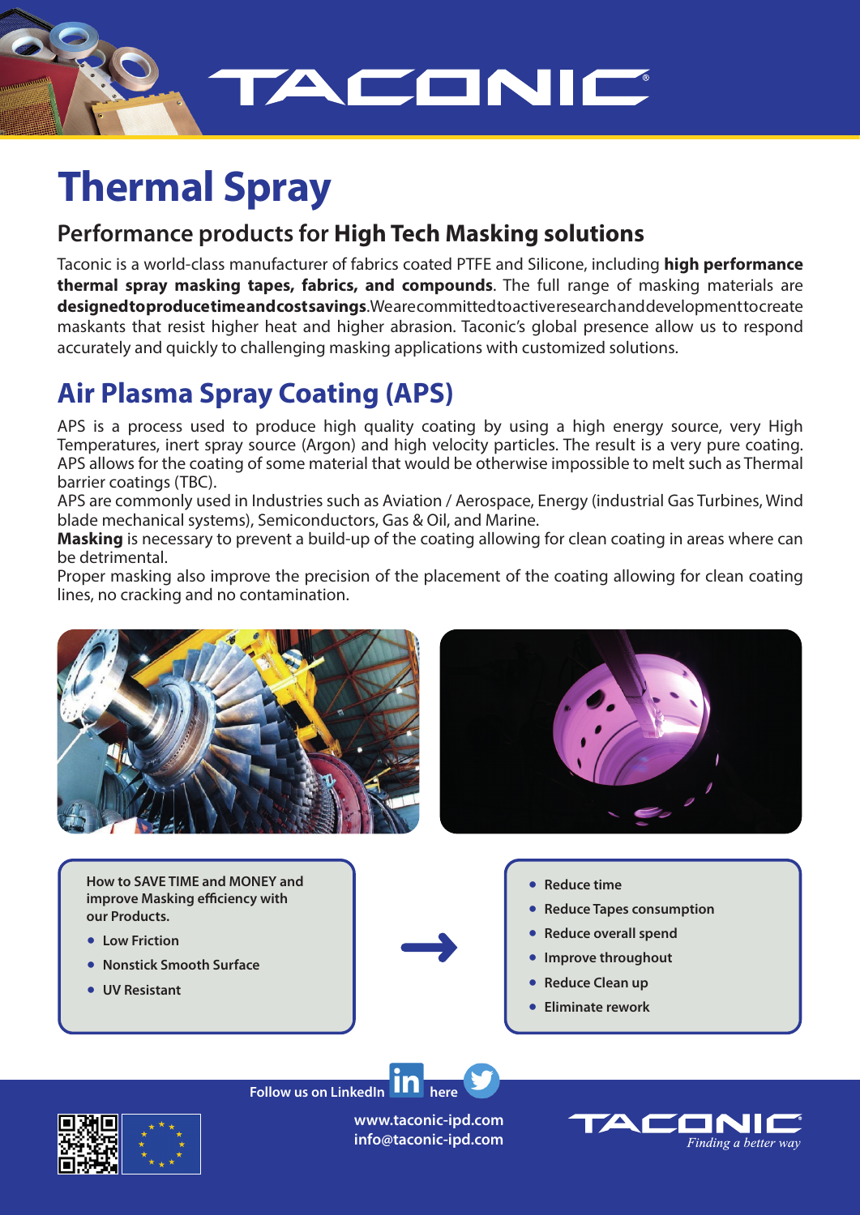# Thermal Spray

## Performance products for **High Tech Masking solutions**

Taconic is a world-class manufacturer of fabrics coated PTFE and Silicone, including **high performance thermal spray masking tapes, fabrics, and compounds**. The full range of masking materials are **designed to produce time and cost savings**. We are committed to active research and development to create maskants that resist higher heat and higher abrasion. Taconic's global presence allow us to respond accurately and quickly to challenging masking applications with customized solutions.

## Air Plasma Spray Coating (APS)

APS is a process used to produce high quality coating by using a high energy source, very High Temperatures, inert spray source (Argon) and high velocity particles. The result is a very pure coating. APS allows for the coating of some material that would be otherwise impossible to melt such as Thermal barrier coatings (TBC).

APS are commonly used in Industries such as Aviation / Aerospace, Energy (industrial Gas Turbines, Wind blade mechanical systems), Semiconductors, Gas & Oil, and Marine.

**Masking** is necessary to prevent a build-up of the coating allowing for clean coating in areas where can be detrimental.

Proper masking also improve the precision of the placement of the coating allowing for clean coating lines, no cracking and no contamination.

**How to SAVE TIME and MONEY and improve Masking efficiency with our Products.**

- Low Friction
- Nonstick Smooth Surface
- UV Resistant

→

- Reduce time
- Reduce Tapes consumption
- Reduce overall spend
- Improve throughout
- Reduce Clean up
- Eliminate rework

Follow us on LinkedIn here

www.taconic-ipd.com
info@taconic-ipd.com

TACONIC *Finding a better way*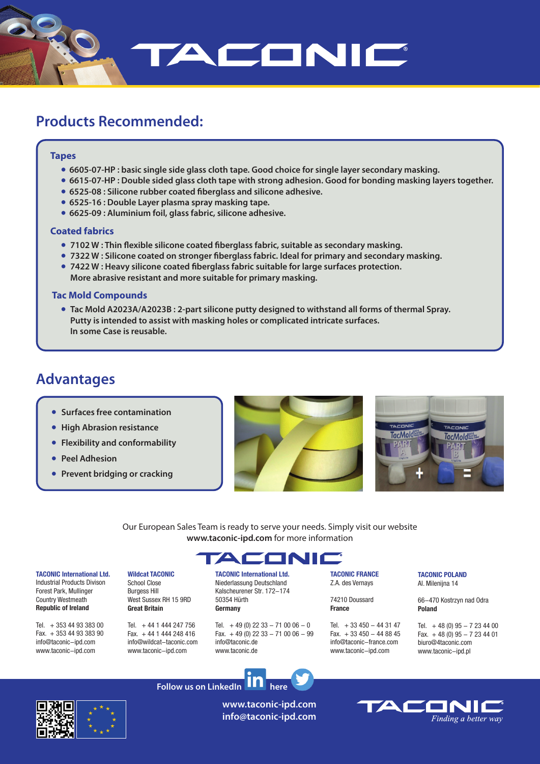## Products Recommended:

### Tapes

- **6605-07-HP : basic single side glass cloth tape. Good choice for single layer secondary masking.**
- **6615-07-HP : Double sided glass cloth tape with strong adhesion. Good for bonding masking layers together.**
- **6525-08 : Silicone rubber coated fiberglass and silicone adhesive.**
- **6525-16 : Double Layer plasma spray masking tape.**
- **6625-09 : Aluminium foil, glass fabric, silicone adhesive.**

### Coated fabrics

- **7102 W : Thin flexible silicone coated fiberglass fabric, suitable as secondary masking.**
- **7322 W : Silicone coated on stronger fiberglass fabric. Ideal for primary and secondary masking.**
- **7422 W : Heavy silicone coated fiberglass fabric suitable for large surfaces protection. More abrasive resistant and more suitable for primary masking.**

### Tac Mold Compounds

- **Tac Mold A2023A/A2023B : 2-part silicone putty designed to withstand all forms of thermal Spray. Putty is intended to assist with masking holes or complicated intricate surfaces. In some Case is reusable.**

## Advantages

- **Surfaces free contamination**
- **High Abrasion resistance**
- **Flexibility and conformability**
- **Peel Adhesion**
- **Prevent bridging or cracking**

Our European Sales Team is ready to serve your needs. Simply visit our website **www.taconic-ipd.com** for more information

**TACONIC International Ltd.**
Industrial Products Divison
Forest Park, Mullinger
Country Westmeath
**Republic of Ireland**

Tel. + 353 44 93 383 00
Fax. + 353 44 93 383 90
info@taconic–ipd.com
www.taconic–ipd.com

**Wildcat TACONIC**
School Close
Burgess Hill
West Sussex RH 15 9RD
**Great Britain**

Tel. + 44 1 444 247 756
Fax. + 44 1 444 248 416
info@wildcat–taconic.com
www.taconic–ipd.com

**TACONIC International Ltd.**
Niederlassung Deutschland
Kalscheurener Str. 172–174
50354 Hürth
**Germany**

Tel. + 49 (0) 22 33 – 71 00 06 – 0
Fax. + 49 (0) 22 33 – 71 00 06 – 99
info@taconic.de
www.taconic.de

**TACONIC FRANCE**
Z.A. des Vernays

74210 Doussard
**France**

Tel. + 33 450 – 44 31 47
Fax. + 33 450 – 44 88 45
info@taconic–france.com
www.taconic–ipd.com

**TACONIC POLAND**
Al. Milenijna 14

66–470 Kostrzyn nad Odra
**Poland**

Tel. + 48 (0) 95 – 7 23 44 00
Fax. + 48 (0) 95 – 7 23 44 01
biuro@4taconic.com
www.taconic–ipd.pl

**Follow us on LinkedIn here**

**www.taconic-ipd.com**
**info@taconic-ipd.com**

TACONIC *Finding a better way*